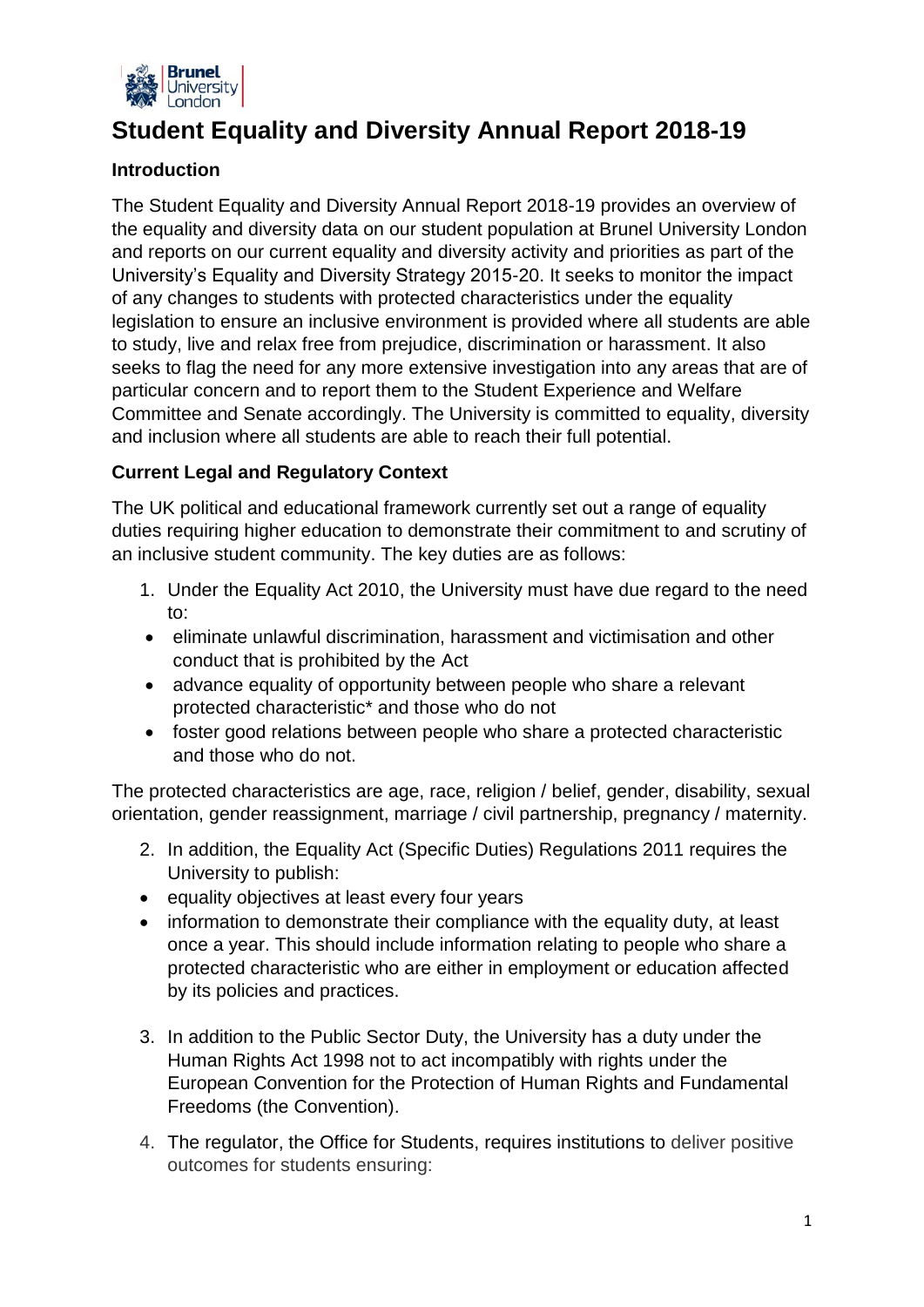# Student Equality and Diversity Annual Report 2018-19

### Introduction

The Student Equality and Diversity Annual Report 2018-19 provides an overview of the equality and diversity data on our student population at Brunel University London and reports on our current equality and diversity activity and priorities as part of the University's Equality and Diversity Strategy 2015-20. It seeks to monitor the impact of any changes to students with protected characteristics under the equality legislation to ensure an inclusive environment is provided where all students are able to study, live and relax free from prejudice, discrimination or harassment. It also seeks to flag the need for any more extensive investigation into any areas that are of particular concern and to report them to the Student Experience and Welfare Committee and Senate accordingly. The University is committed to equality, diversity and inclusion where all students are able to reach their full potential.

### Current Legal and Regulatory Context

The UK political and educational framework currently set out a range of equality duties requiring higher education to demonstrate their commitment to and scrutiny of an inclusive student community. The key duties are as follows:

1. Under the Equality Act 2010, the University must have due regard to the need to:
   - eliminate unlawful discrimination, harassment and victimisation and other conduct that is prohibited by the Act
   - advance equality of opportunity between people who share a relevant protected characteristic* and those who do not
   - foster good relations between people who share a protected characteristic and those who do not.

The protected characteristics are age, race, religion / belief, gender, disability, sexual orientation, gender reassignment, marriage / civil partnership, pregnancy / maternity.

2. In addition, the Equality Act (Specific Duties) Regulations 2011 requires the University to publish:
   - equality objectives at least every four years
   - information to demonstrate their compliance with the equality duty, at least once a year. This should include information relating to people who share a protected characteristic who are either in employment or education affected by its policies and practices.

3. In addition to the Public Sector Duty, the University has a duty under the Human Rights Act 1998 not to act incompatibly with rights under the European Convention for the Protection of Human Rights and Fundamental Freedoms (the Convention).

4. The regulator, the Office for Students, requires institutions to deliver positive outcomes for students ensuring: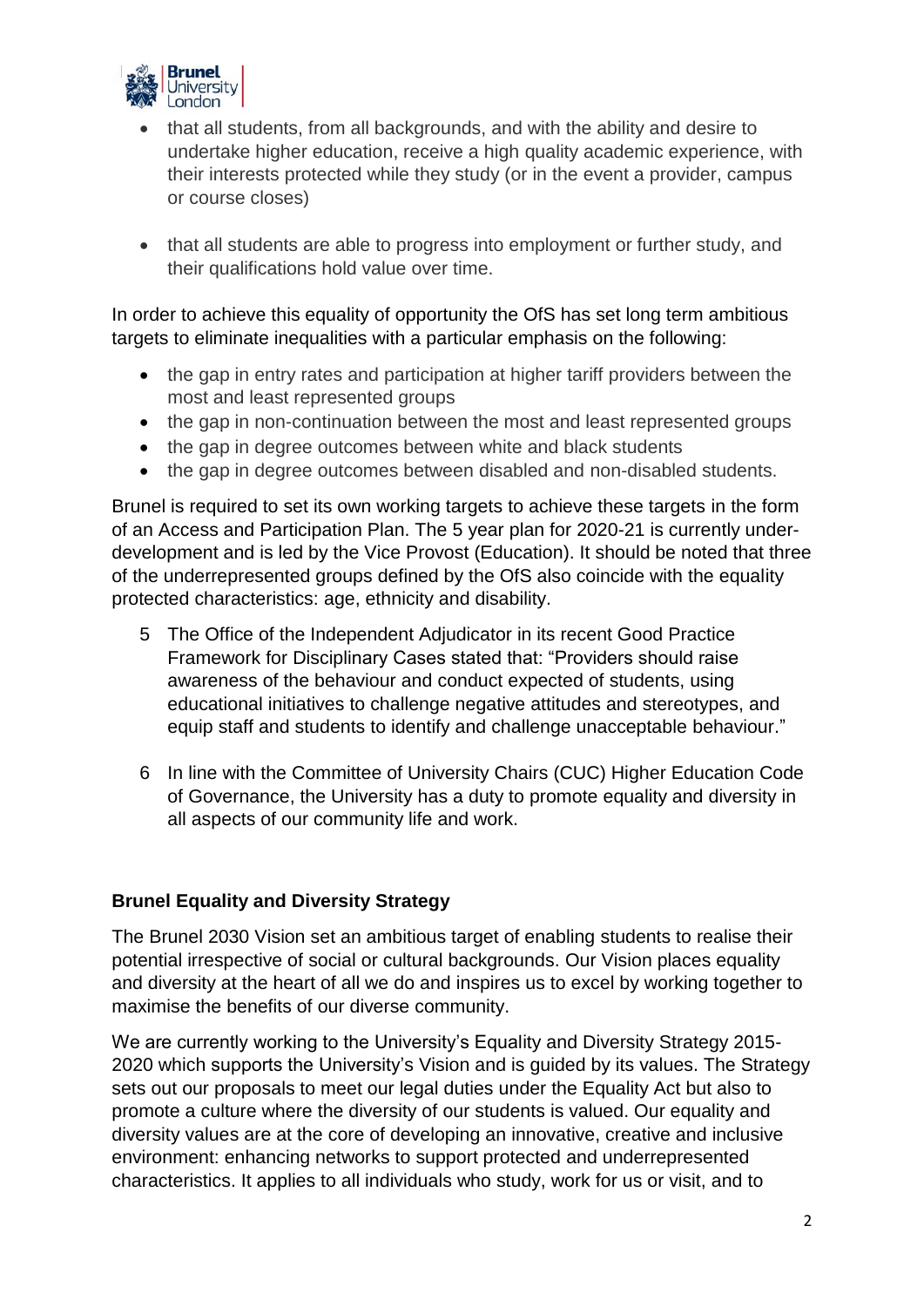- that all students, from all backgrounds, and with the ability and desire to undertake higher education, receive a high quality academic experience, with their interests protected while they study (or in the event a provider, campus or course closes)

- that all students are able to progress into employment or further study, and their qualifications hold value over time.

In order to achieve this equality of opportunity the OfS has set long term ambitious targets to eliminate inequalities with a particular emphasis on the following:

- the gap in entry rates and participation at higher tariff providers between the most and least represented groups
- the gap in non-continuation between the most and least represented groups
- the gap in degree outcomes between white and black students
- the gap in degree outcomes between disabled and non-disabled students.

Brunel is required to set its own working targets to achieve these targets in the form of an Access and Participation Plan. The 5 year plan for 2020-21 is currently under-development and is led by the Vice Provost (Education). It should be noted that three of the underrepresented groups defined by the OfS also coincide with the equality protected characteristics: age, ethnicity and disability.

5 The Office of the Independent Adjudicator in its recent Good Practice Framework for Disciplinary Cases stated that: "Providers should raise awareness of the behaviour and conduct expected of students, using educational initiatives to challenge negative attitudes and stereotypes, and equip staff and students to identify and challenge unacceptable behaviour."

6 In line with the Committee of University Chairs (CUC) Higher Education Code of Governance, the University has a duty to promote equality and diversity in all aspects of our community life and work.

**Brunel Equality and Diversity Strategy**

The Brunel 2030 Vision set an ambitious target of enabling students to realise their potential irrespective of social or cultural backgrounds. Our Vision places equality and diversity at the heart of all we do and inspires us to excel by working together to maximise the benefits of our diverse community.

We are currently working to the University's Equality and Diversity Strategy 2015-2020 which supports the University's Vision and is guided by its values. The Strategy sets out our proposals to meet our legal duties under the Equality Act but also to promote a culture where the diversity of our students is valued. Our equality and diversity values are at the core of developing an innovative, creative and inclusive environment: enhancing networks to support protected and underrepresented characteristics. It applies to all individuals who study, work for us or visit, and to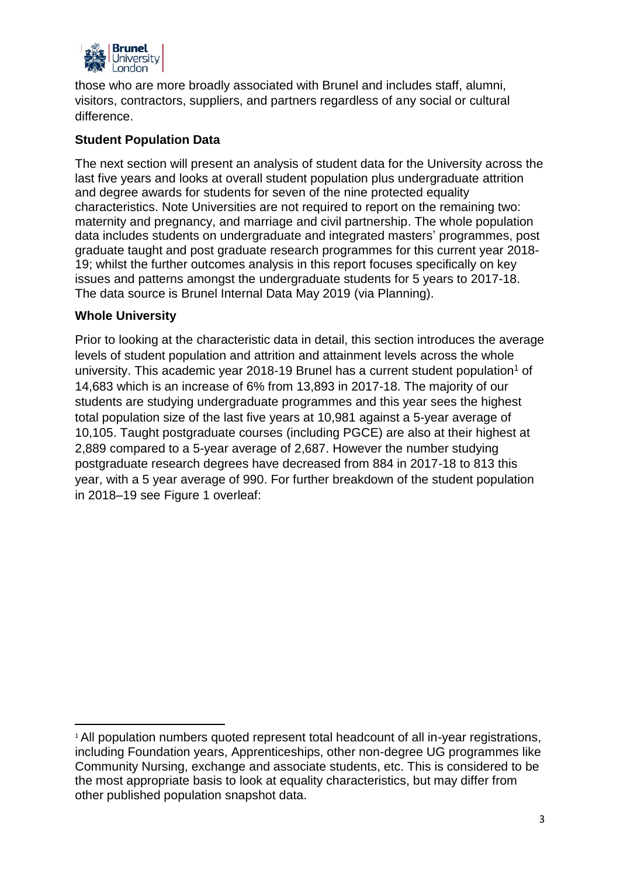those who are more broadly associated with Brunel and includes staff, alumni, visitors, contractors, suppliers, and partners regardless of any social or cultural difference.

**Student Population Data**

The next section will present an analysis of student data for the University across the last five years and looks at overall student population plus undergraduate attrition and degree awards for students for seven of the nine protected equality characteristics. Note Universities are not required to report on the remaining two: maternity and pregnancy, and marriage and civil partnership. The whole population data includes students on undergraduate and integrated masters' programmes, post graduate taught and post graduate research programmes for this current year 2018-19; whilst the further outcomes analysis in this report focuses specifically on key issues and patterns amongst the undergraduate students for 5 years to 2017-18. The data source is Brunel Internal Data May 2019 (via Planning).

**Whole University**

Prior to looking at the characteristic data in detail, this section introduces the average levels of student population and attrition and attainment levels across the whole university. This academic year 2018-19 Brunel has a current student population[1] of 14,683 which is an increase of 6% from 13,893 in 2017-18. The majority of our students are studying undergraduate programmes and this year sees the highest total population size of the last five years at 10,981 against a 5-year average of 10,105. Taught postgraduate courses (including PGCE) are also at their highest at 2,889 compared to a 5-year average of 2,687. However the number studying postgraduate research degrees have decreased from 884 in 2017-18 to 813 this year, with a 5 year average of 990. For further breakdown of the student population in 2018–19 see Figure 1 overleaf:

[1] All population numbers quoted represent total headcount of all in-year registrations, including Foundation years, Apprenticeships, other non-degree UG programmes like Community Nursing, exchange and associate students, etc. This is considered to be the most appropriate basis to look at equality characteristics, but may differ from other published population snapshot data.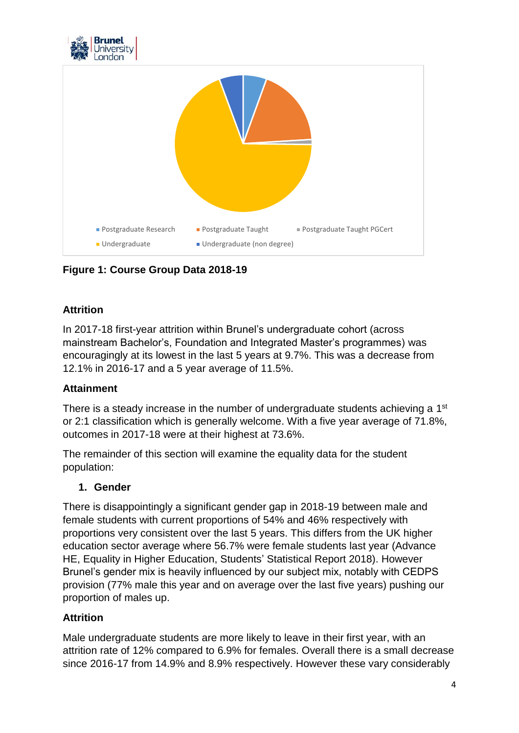Postgraduate Research, Postgraduate Taught, Postgraduate Taught PGCert, Undergraduate, Undergraduate (non degree)

**Figure 1: Course Group Data 2018-19**

**Attrition**

In 2017-18 first-year attrition within Brunel's undergraduate cohort (across mainstream Bachelor's, Foundation and Integrated Master's programmes) was encouragingly at its lowest in the last 5 years at 9.7%. This was a decrease from 12.1% in 2016-17 and a 5 year average of 11.5%.

**Attainment**

There is a steady increase in the number of undergraduate students achieving a 1st or 2:1 classification which is generally welcome. With a five year average of 71.8%, outcomes in 2017-18 were at their highest at 73.6%.

The remainder of this section will examine the equality data for the student population:

1. **Gender**

There is disappointingly a significant gender gap in 2018-19 between male and female students with current proportions of 54% and 46% respectively with proportions very consistent over the last 5 years. This differs from the UK higher education sector average where 56.7% were female students last year (Advance HE, Equality in Higher Education, Students' Statistical Report 2018). However Brunel's gender mix is heavily influenced by our subject mix, notably with CEDPS provision (77% male this year and on average over the last five years) pushing our proportion of males up.

**Attrition**

Male undergraduate students are more likely to leave in their first year, with an attrition rate of 12% compared to 6.9% for females. Overall there is a small decrease since 2016-17 from 14.9% and 8.9% respectively. However these vary considerably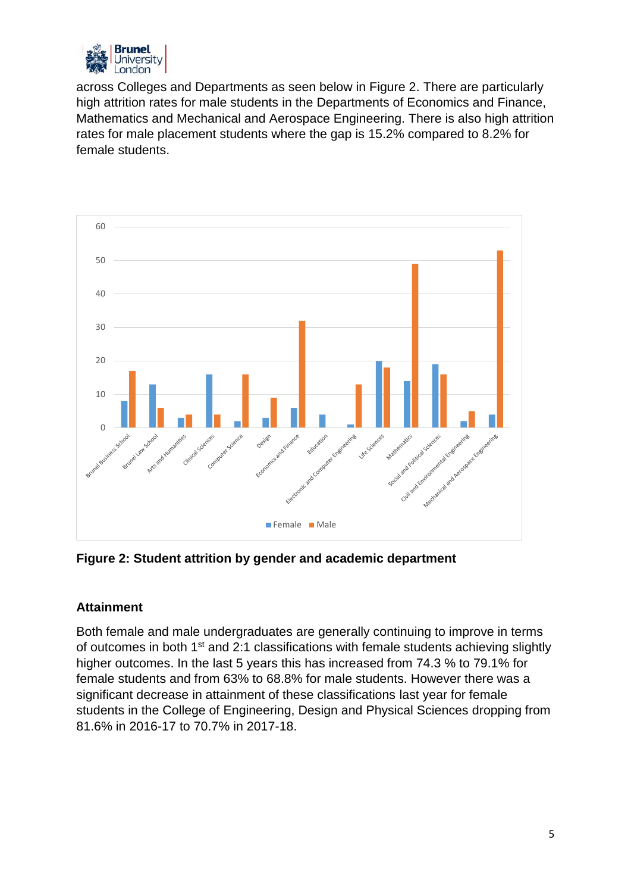across Colleges and Departments as seen below in Figure 2. There are particularly high attrition rates for male students in the Departments of Economics and Finance, Mathematics and Mechanical and Aerospace Engineering. There is also high attrition rates for male placement students where the gap is 15.2% compared to 8.2% for female students.

**Figure 2: Student attrition by gender and academic department**

### Attainment

Both female and male undergraduates are generally continuing to improve in terms of outcomes in both 1st and 2:1 classifications with female students achieving slightly higher outcomes. In the last 5 years this has increased from 74.3 % to 79.1% for female students and from 63% to 68.8% for male students. However there was a significant decrease in attainment of these classifications last year for female students in the College of Engineering, Design and Physical Sciences dropping from 81.6% in 2016-17 to 70.7% in 2017-18.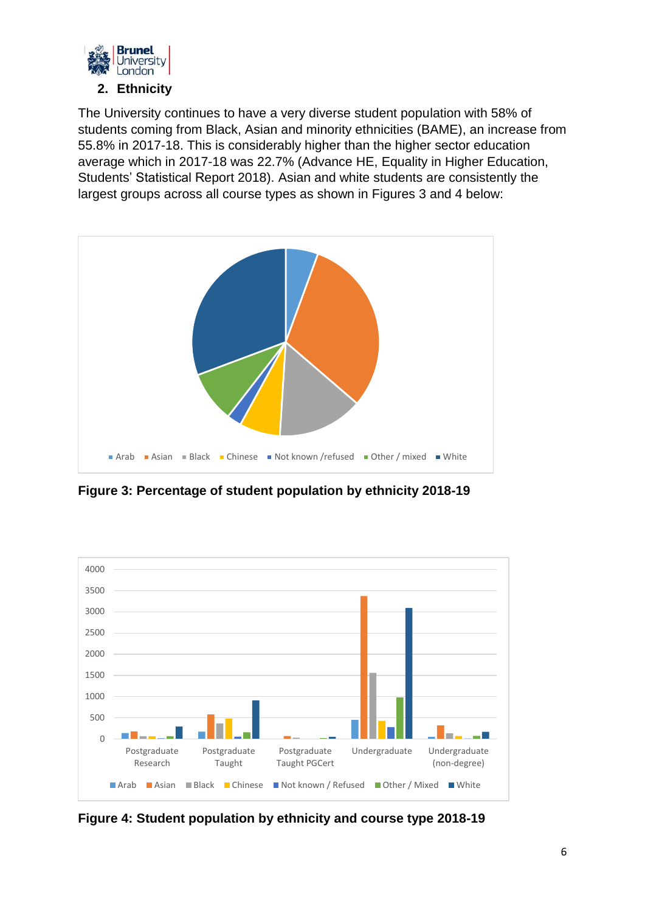## 2. Ethnicity

The University continues to have a very diverse student population with 58% of students coming from Black, Asian and minority ethnicities (BAME), an increase from 55.8% in 2017-18. This is considerably higher than the higher sector education average which in 2017-18 was 22.7% (Advance HE, Equality in Higher Education, Students' Statistical Report 2018). Asian and white students are consistently the largest groups across all course types as shown in Figures 3 and 4 below:

**Figure 3: Percentage of student population by ethnicity 2018-19**

**Figure 4: Student population by ethnicity and course type 2018-19**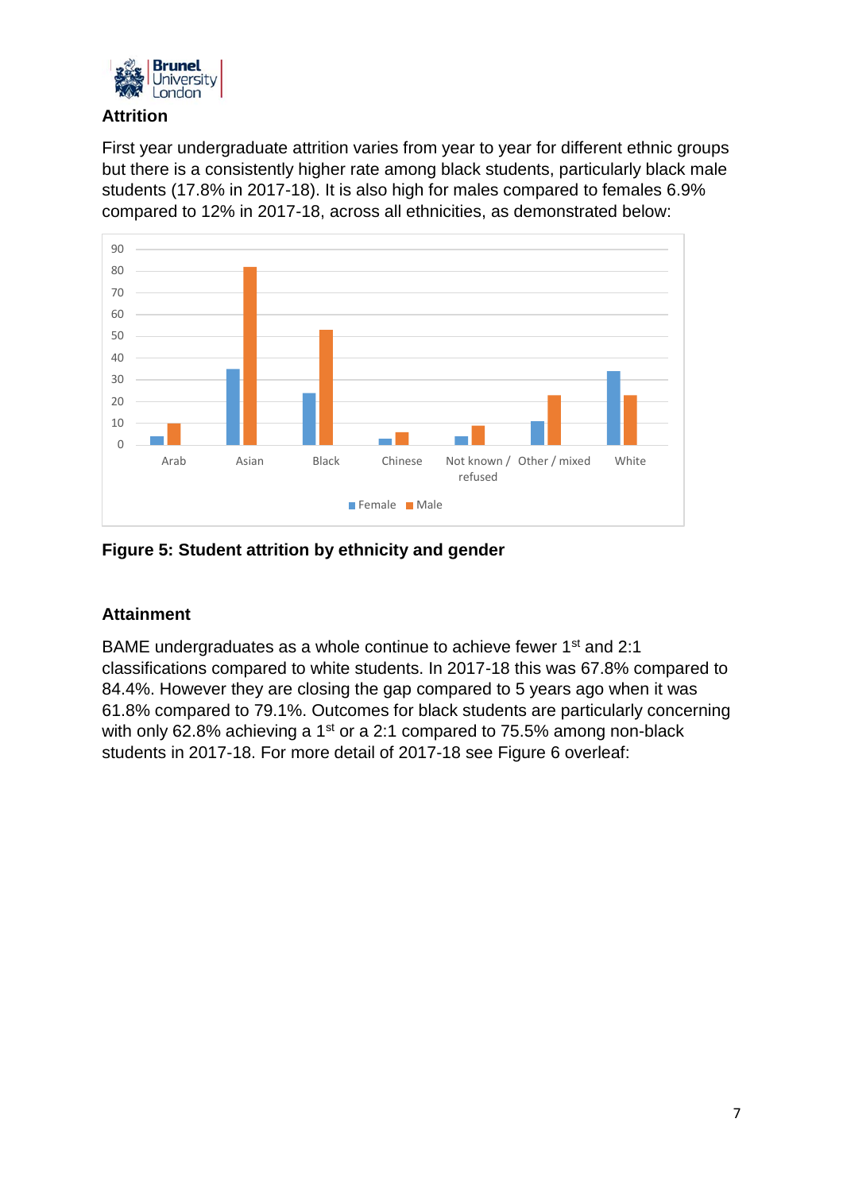## Attrition

First year undergraduate attrition varies from year to year for different ethnic groups but there is a consistently higher rate among black students, particularly black male students (17.8% in 2017-18). It is also high for males compared to females 6.9% compared to 12% in 2017-18, across all ethnicities, as demonstrated below:

**Figure 5: Student attrition by ethnicity and gender**

## Attainment

BAME undergraduates as a whole continue to achieve fewer 1st and 2:1 classifications compared to white students. In 2017-18 this was 67.8% compared to 84.4%. However they are closing the gap compared to 5 years ago when it was 61.8% compared to 79.1%. Outcomes for black students are particularly concerning with only 62.8% achieving a 1st or a 2:1 compared to 75.5% among non-black students in 2017-18. For more detail of 2017-18 see Figure 6 overleaf: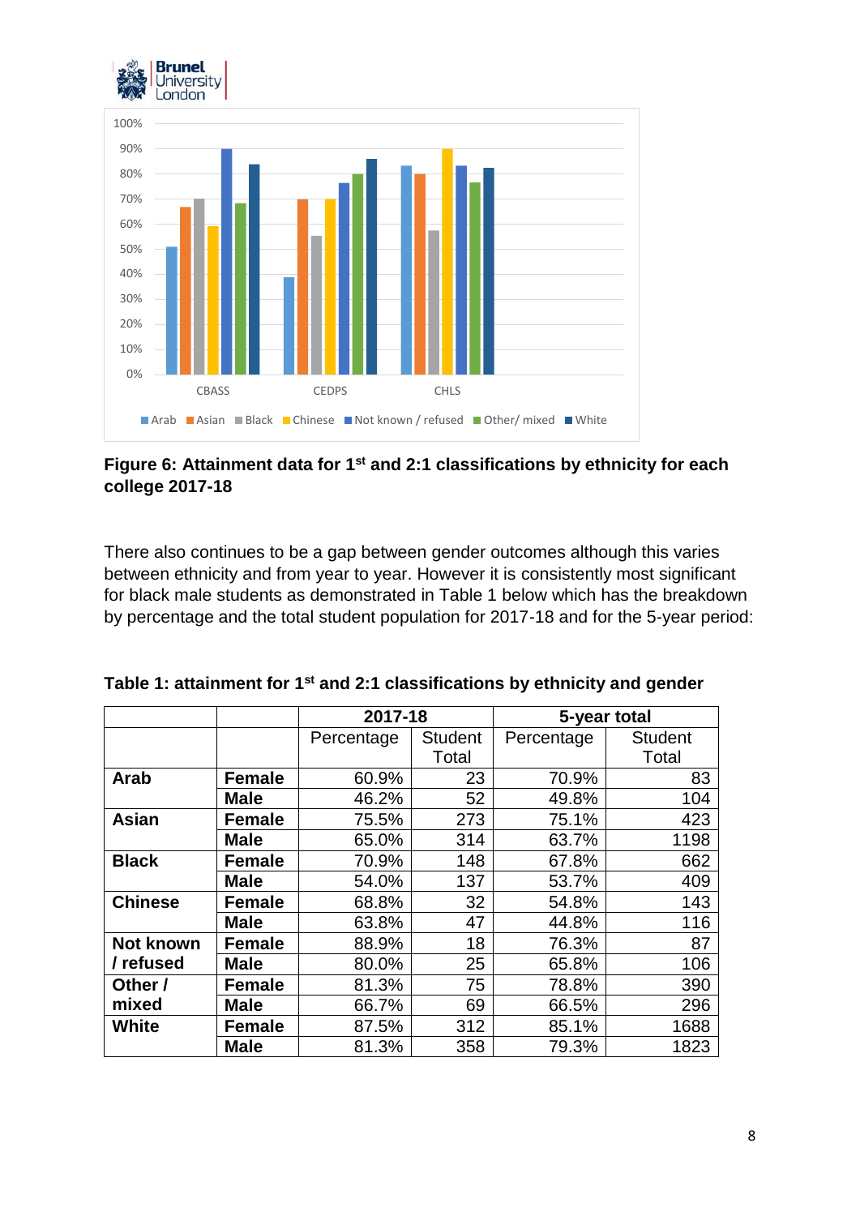**Figure 6: Attainment data for 1st and 2:1 classifications by ethnicity for each college 2017-18**

There also continues to be a gap between gender outcomes although this varies between ethnicity and from year to year. However it is consistently most significant for black male students as demonstrated in Table 1 below which has the breakdown by percentage and the total student population for 2017-18 and for the 5-year period:

**Table 1: attainment for 1st and 2:1 classifications by ethnicity and gender**

| | | 2017-18 | | 5-year total | |
|---|---|---|---|---|---|
| | | Percentage | Student Total | Percentage | Student Total |
| **Arab** | **Female** | 60.9% | 23 | 70.9% | 83 |
| | **Male** | 46.2% | 52 | 49.8% | 104 |
| **Asian** | **Female** | 75.5% | 273 | 75.1% | 423 |
| | **Male** | 65.0% | 314 | 63.7% | 1198 |
| **Black** | **Female** | 70.9% | 148 | 67.8% | 662 |
| | **Male** | 54.0% | 137 | 53.7% | 409 |
| **Chinese** | **Female** | 68.8% | 32 | 54.8% | 143 |
| | **Male** | 63.8% | 47 | 44.8% | 116 |
| **Not known / refused** | **Female** | 88.9% | 18 | 76.3% | 87 |
| | **Male** | 80.0% | 25 | 65.8% | 106 |
| **Other / mixed** | **Female** | 81.3% | 75 | 78.8% | 390 |
| | **Male** | 66.7% | 69 | 66.5% | 296 |
| **White** | **Female** | 87.5% | 312 | 85.1% | 1688 |
| | **Male** | 81.3% | 358 | 79.3% | 1823 |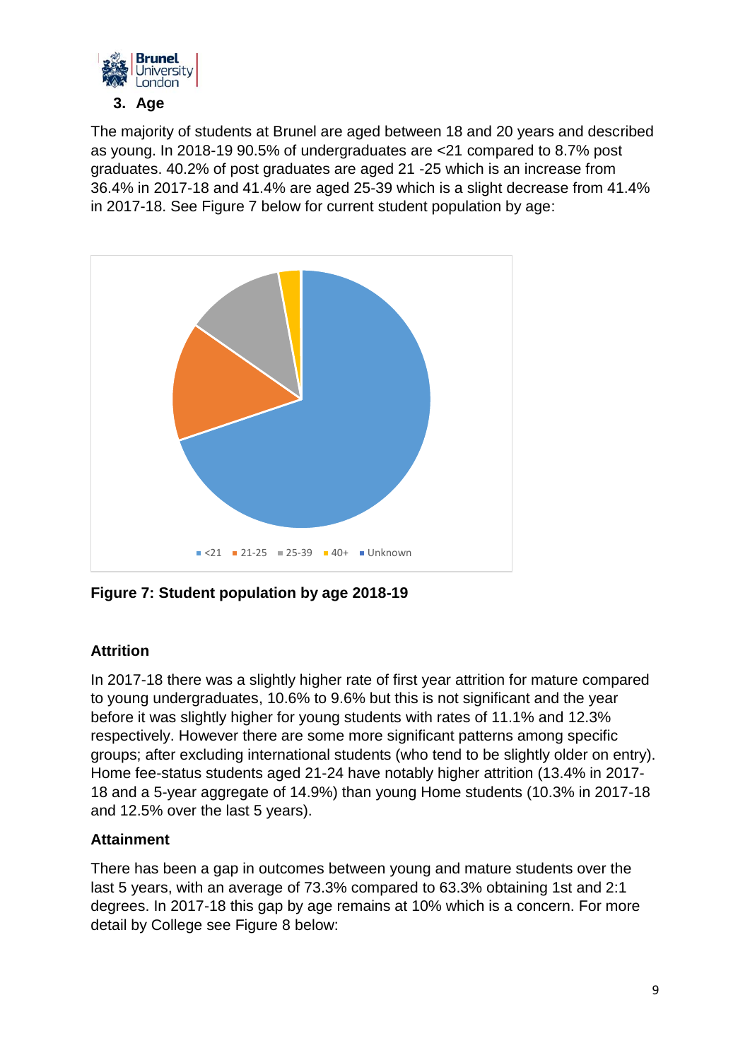### 3. Age

The majority of students at Brunel are aged between 18 and 20 years and described as young. In 2018-19 90.5% of undergraduates are <21 compared to 8.7% post graduates. 40.2% of post graduates are aged 21 -25 which is an increase from 36.4% in 2017-18 and 41.4% are aged 25-39 which is a slight decrease from 41.4% in 2017-18. See Figure 7 below for current student population by age:

<21 21-25 25-39 40+ Unknown

**Figure 7: Student population by age 2018-19**

#### Attrition

In 2017-18 there was a slightly higher rate of first year attrition for mature compared to young undergraduates, 10.6% to 9.6% but this is not significant and the year before it was slightly higher for young students with rates of 11.1% and 12.3% respectively. However there are some more significant patterns among specific groups; after excluding international students (who tend to be slightly older on entry). Home fee-status students aged 21-24 have notably higher attrition (13.4% in 2017-18 and a 5-year aggregate of 14.9%) than young Home students (10.3% in 2017-18 and 12.5% over the last 5 years).

#### Attainment

There has been a gap in outcomes between young and mature students over the last 5 years, with an average of 73.3% compared to 63.3% obtaining 1st and 2:1 degrees. In 2017-18 this gap by age remains at 10% which is a concern. For more detail by College see Figure 8 below: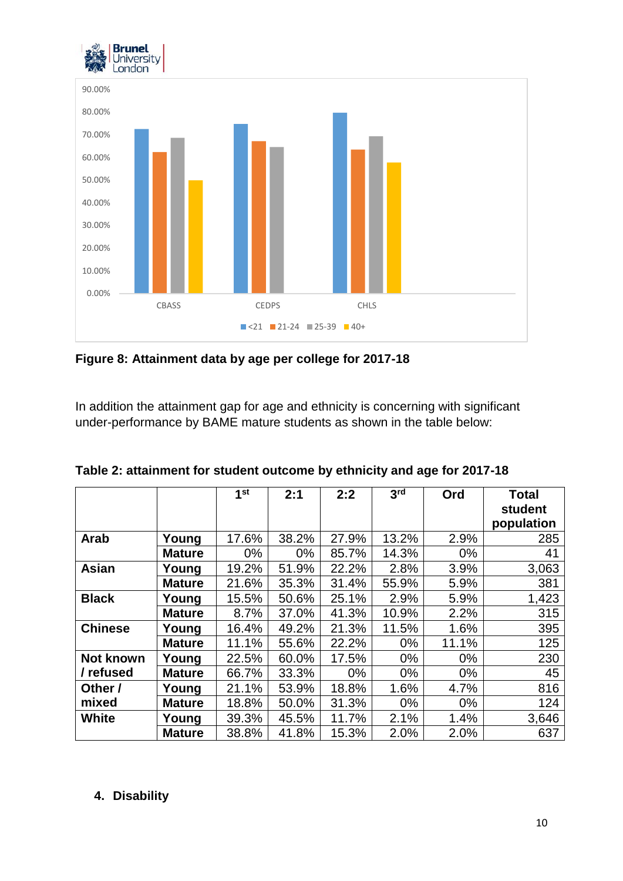Figure 8: Attainment data by age per college for 2017-18

In addition the attainment gap for age and ethnicity is concerning with significant under-performance by BAME mature students as shown in the table below:

**Table 2: attainment for student outcome by ethnicity and age for 2017-18**

| | | 1st | 2:1 | 2:2 | 3rd | Ord | Total student population |
|---|---|---|---|---|---|---|---|
| **Arab** | **Young** | 17.6% | 38.2% | 27.9% | 13.2% | 2.9% | 285 |
| | **Mature** | 0% | 0% | 85.7% | 14.3% | 0% | 41 |
| **Asian** | **Young** | 19.2% | 51.9% | 22.2% | 2.8% | 3.9% | 3,063 |
| | **Mature** | 21.6% | 35.3% | 31.4% | 55.9% | 5.9% | 381 |
| **Black** | **Young** | 15.5% | 50.6% | 25.1% | 2.9% | 5.9% | 1,423 |
| | **Mature** | 8.7% | 37.0% | 41.3% | 10.9% | 2.2% | 315 |
| **Chinese** | **Young** | 16.4% | 49.2% | 21.3% | 11.5% | 1.6% | 395 |
| | **Mature** | 11.1% | 55.6% | 22.2% | 0% | 11.1% | 125 |
| **Not known / refused** | **Young** | 22.5% | 60.0% | 17.5% | 0% | 0% | 230 |
| | **Mature** | 66.7% | 33.3% | 0% | 0% | 0% | 45 |
| **Other / mixed** | **Young** | 21.1% | 53.9% | 18.8% | 1.6% | 4.7% | 816 |
| | **Mature** | 18.8% | 50.0% | 31.3% | 0% | 0% | 124 |
| **White** | **Young** | 39.3% | 45.5% | 11.7% | 2.1% | 1.4% | 3,646 |
| | **Mature** | 38.8% | 41.8% | 15.3% | 2.0% | 2.0% | 637 |

## 4. Disability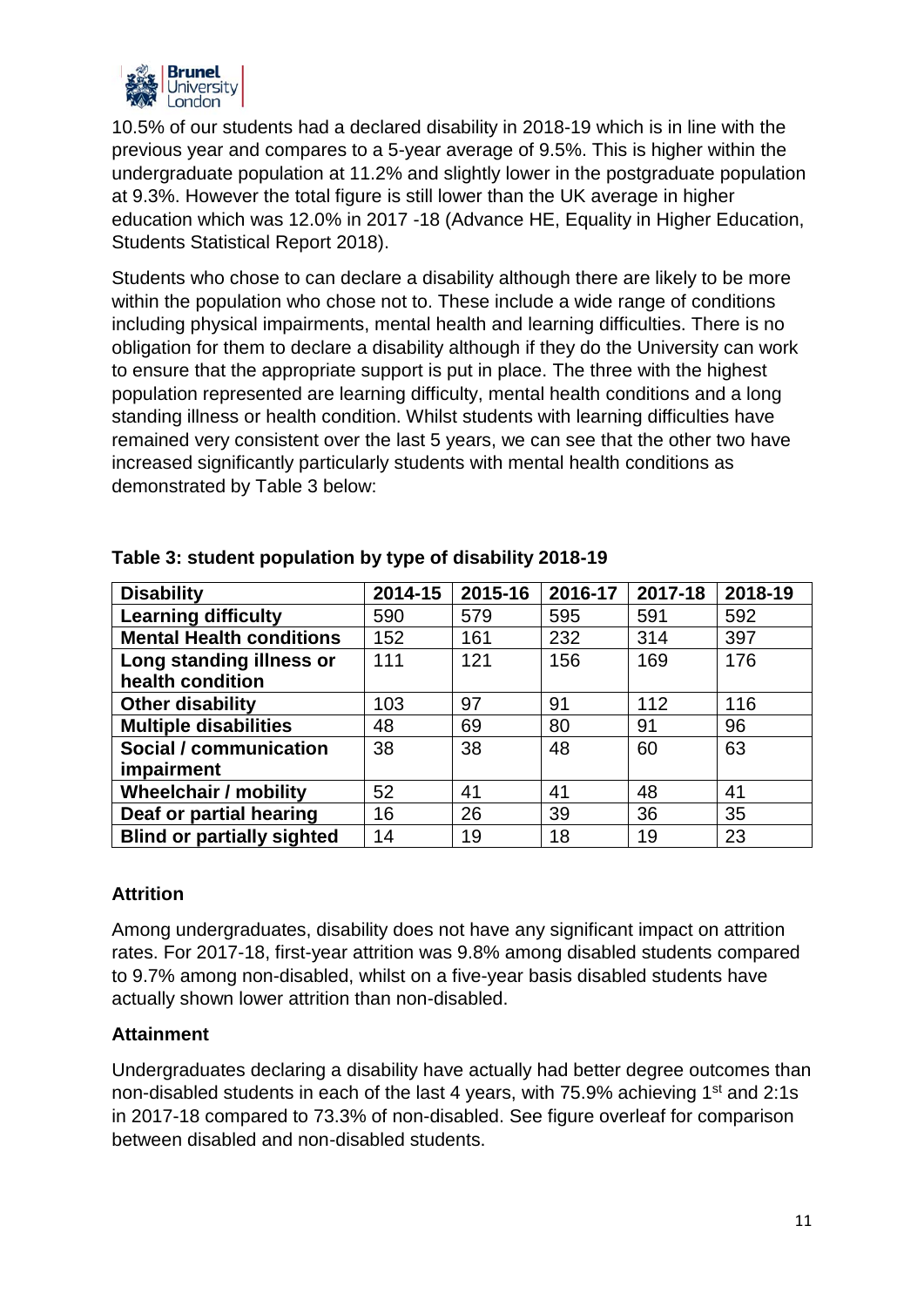10.5% of our students had a declared disability in 2018-19 which is in line with the previous year and compares to a 5-year average of 9.5%. This is higher within the undergraduate population at 11.2% and slightly lower in the postgraduate population at 9.3%. However the total figure is still lower than the UK average in higher education which was 12.0% in 2017 -18 (Advance HE, Equality in Higher Education, Students Statistical Report 2018).

Students who chose to can declare a disability although there are likely to be more within the population who chose not to. These include a wide range of conditions including physical impairments, mental health and learning difficulties. There is no obligation for them to declare a disability although if they do the University can work to ensure that the appropriate support is put in place. The three with the highest population represented are learning difficulty, mental health conditions and a long standing illness or health condition. Whilst students with learning difficulties have remained very consistent over the last 5 years, we can see that the other two have increased significantly particularly students with mental health conditions as demonstrated by Table 3 below:

**Table 3: student population by type of disability 2018-19**

| Disability | 2014-15 | 2015-16 | 2016-17 | 2017-18 | 2018-19 |
|---|---|---|---|---|---|
| **Learning difficulty** | 590 | 579 | 595 | 591 | 592 |
| **Mental Health conditions** | 152 | 161 | 232 | 314 | 397 |
| **Long standing illness or health condition** | 111 | 121 | 156 | 169 | 176 |
| **Other disability** | 103 | 97 | 91 | 112 | 116 |
| **Multiple disabilities** | 48 | 69 | 80 | 91 | 96 |
| **Social / communication impairment** | 38 | 38 | 48 | 60 | 63 |
| **Wheelchair / mobility** | 52 | 41 | 41 | 48 | 41 |
| **Deaf or partial hearing** | 16 | 26 | 39 | 36 | 35 |
| **Blind or partially sighted** | 14 | 19 | 18 | 19 | 23 |

## Attrition

Among undergraduates, disability does not have any significant impact on attrition rates. For 2017-18, first-year attrition was 9.8% among disabled students compared to 9.7% among non-disabled, whilst on a five-year basis disabled students have actually shown lower attrition than non-disabled.

## Attainment

Undergraduates declaring a disability have actually had better degree outcomes than non-disabled students in each of the last 4 years, with 75.9% achieving 1st and 2:1s in 2017-18 compared to 73.3% of non-disabled. See figure overleaf for comparison between disabled and non-disabled students.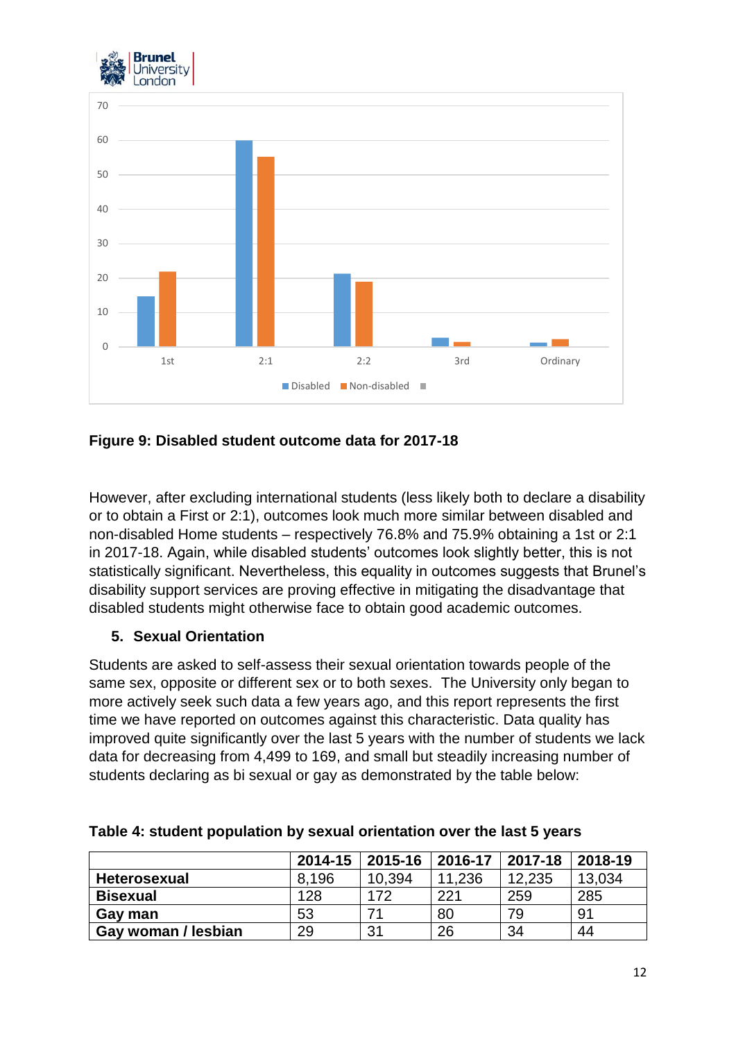**Figure 9: Disabled student outcome data for 2017-18**

However, after excluding international students (less likely both to declare a disability or to obtain a First or 2:1), outcomes look much more similar between disabled and non-disabled Home students – respectively 76.8% and 75.9% obtaining a 1st or 2:1 in 2017-18. Again, while disabled students' outcomes look slightly better, this is not statistically significant. Nevertheless, this equality in outcomes suggests that Brunel's disability support services are proving effective in mitigating the disadvantage that disabled students might otherwise face to obtain good academic outcomes.

## 5. Sexual Orientation

Students are asked to self-assess their sexual orientation towards people of the same sex, opposite or different sex or to both sexes. The University only began to more actively seek such data a few years ago, and this report represents the first time we have reported on outcomes against this characteristic. Data quality has improved quite significantly over the last 5 years with the number of students we lack data for decreasing from 4,499 to 169, and small but steadily increasing number of students declaring as bi sexual or gay as demonstrated by the table below:

**Table 4: student population by sexual orientation over the last 5 years**

| | 2014-15 | 2015-16 | 2016-17 | 2017-18 | 2018-19 |
|---|---|---|---|---|---|
| **Heterosexual** | 8,196 | 10,394 | 11,236 | 12,235 | 13,034 |
| **Bisexual** | 128 | 172 | 221 | 259 | 285 |
| **Gay man** | 53 | 71 | 80 | 79 | 91 |
| **Gay woman / lesbian** | 29 | 31 | 26 | 34 | 44 |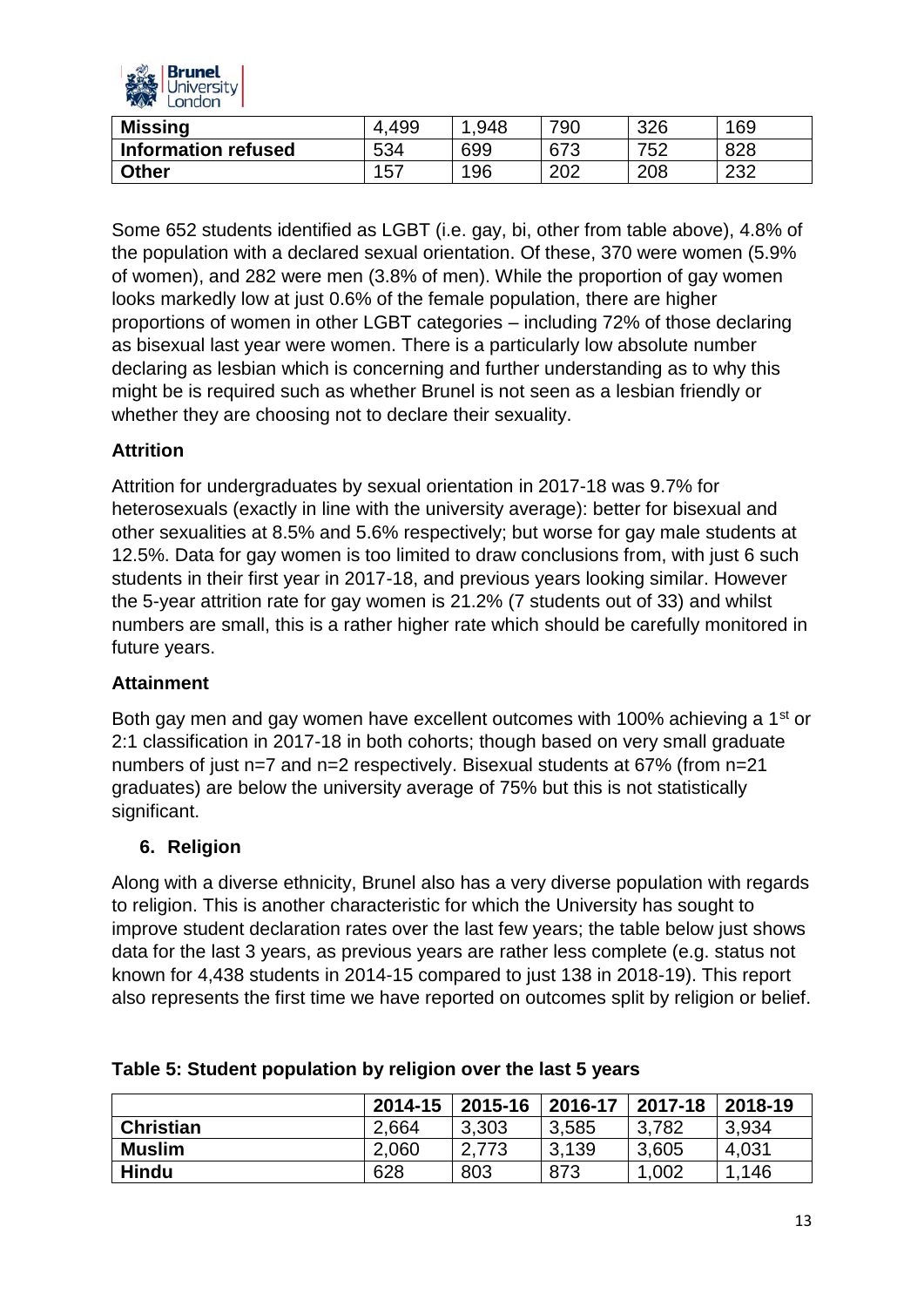| Missing | 4,499 | 1,948 | 790 | 326 | 169 |
|---|---|---|---|---|---|
| **Information refused** | 534 | 699 | 673 | 752 | 828 |
| **Other** | 157 | 196 | 202 | 208 | 232 |

Some 652 students identified as LGBT (i.e. gay, bi, other from table above), 4.8% of the population with a declared sexual orientation. Of these, 370 were women (5.9% of women), and 282 were men (3.8% of men). While the proportion of gay women looks markedly low at just 0.6% of the female population, there are higher proportions of women in other LGBT categories – including 72% of those declaring as bisexual last year were women. There is a particularly low absolute number declaring as lesbian which is concerning and further understanding as to why this might be is required such as whether Brunel is not seen as a lesbian friendly or whether they are choosing not to declare their sexuality.

**Attrition**

Attrition for undergraduates by sexual orientation in 2017-18 was 9.7% for heterosexuals (exactly in line with the university average): better for bisexual and other sexualities at 8.5% and 5.6% respectively; but worse for gay male students at 12.5%. Data for gay women is too limited to draw conclusions from, with just 6 such students in their first year in 2017-18, and previous years looking similar. However the 5-year attrition rate for gay women is 21.2% (7 students out of 33) and whilst numbers are small, this is a rather higher rate which should be carefully monitored in future years.

**Attainment**

Both gay men and gay women have excellent outcomes with 100% achieving a 1st or 2:1 classification in 2017-18 in both cohorts; though based on very small graduate numbers of just n=7 and n=2 respectively. Bisexual students at 67% (from n=21 graduates) are below the university average of 75% but this is not statistically significant.

## 6. Religion

Along with a diverse ethnicity, Brunel also has a very diverse population with regards to religion. This is another characteristic for which the University has sought to improve student declaration rates over the last few years; the table below just shows data for the last 3 years, as previous years are rather less complete (e.g. status not known for 4,438 students in 2014-15 compared to just 138 in 2018-19). This report also represents the first time we have reported on outcomes split by religion or belief.

**Table 5: Student population by religion over the last 5 years**

| | 2014-15 | 2015-16 | 2016-17 | 2017-18 | 2018-19 |
|---|---|---|---|---|---|
| **Christian** | 2,664 | 3,303 | 3,585 | 3,782 | 3,934 |
| **Muslim** | 2,060 | 2,773 | 3,139 | 3,605 | 4,031 |
| **Hindu** | 628 | 803 | 873 | 1,002 | 1,146 |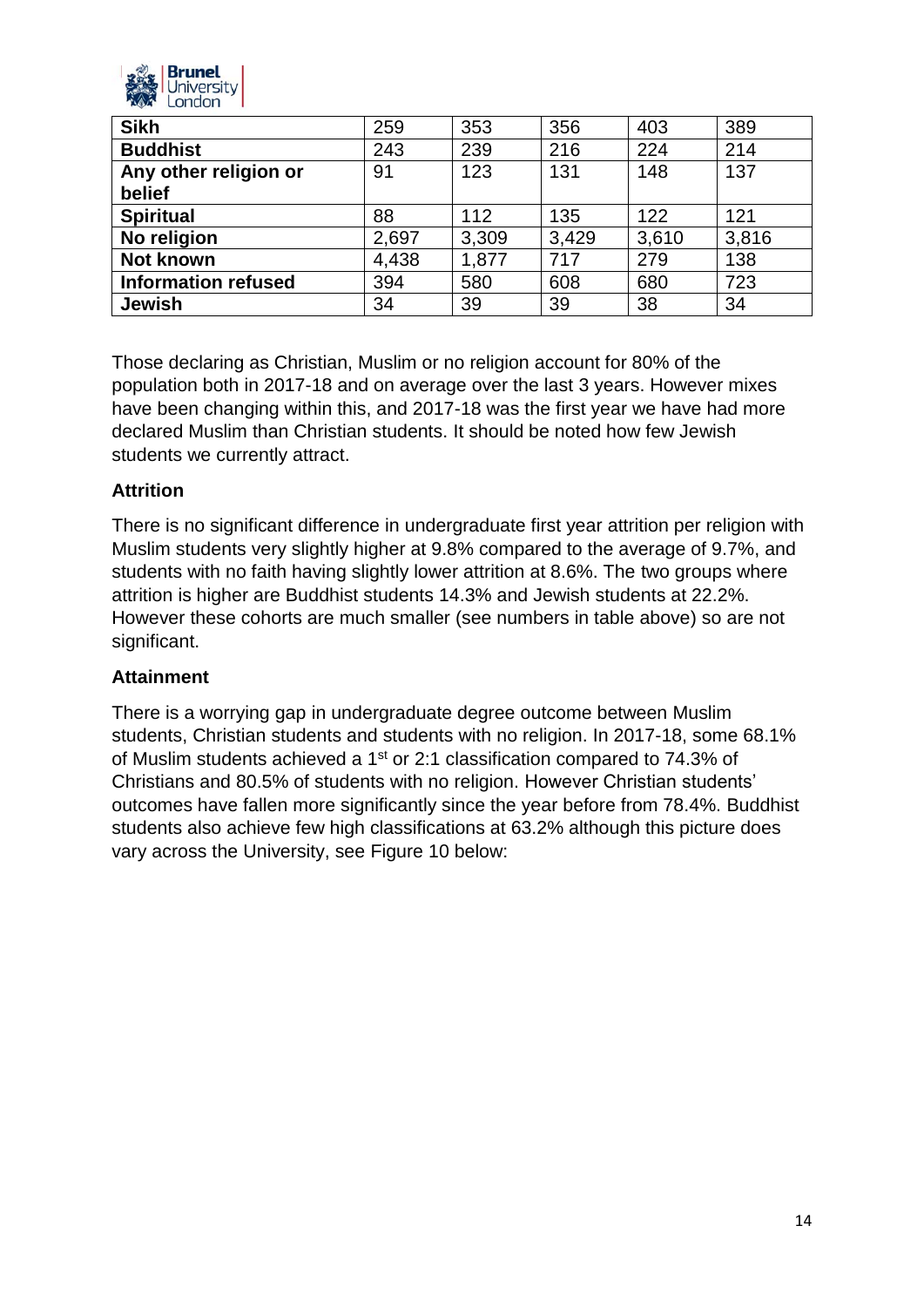| | | | | | |
|---|---|---|---|---|---|
| **Sikh** | 259 | 353 | 356 | 403 | 389 |
| **Buddhist** | 243 | 239 | 216 | 224 | 214 |
| **Any other religion or belief** | 91 | 123 | 131 | 148 | 137 |
| **Spiritual** | 88 | 112 | 135 | 122 | 121 |
| **No religion** | 2,697 | 3,309 | 3,429 | 3,610 | 3,816 |
| **Not known** | 4,438 | 1,877 | 717 | 279 | 138 |
| **Information refused** | 394 | 580 | 608 | 680 | 723 |
| **Jewish** | 34 | 39 | 39 | 38 | 34 |

Those declaring as Christian, Muslim or no religion account for 80% of the population both in 2017-18 and on average over the last 3 years. However mixes have been changing within this, and 2017-18 was the first year we have had more declared Muslim than Christian students. It should be noted how few Jewish students we currently attract.

**Attrition**

There is no significant difference in undergraduate first year attrition per religion with Muslim students very slightly higher at 9.8% compared to the average of 9.7%, and students with no faith having slightly lower attrition at 8.6%. The two groups where attrition is higher are Buddhist students 14.3% and Jewish students at 22.2%. However these cohorts are much smaller (see numbers in table above) so are not significant.

**Attainment**

There is a worrying gap in undergraduate degree outcome between Muslim students, Christian students and students with no religion. In 2017-18, some 68.1% of Muslim students achieved a 1st or 2:1 classification compared to 74.3% of Christians and 80.5% of students with no religion. However Christian students' outcomes have fallen more significantly since the year before from 78.4%. Buddhist students also achieve few high classifications at 63.2% although this picture does vary across the University, see Figure 10 below: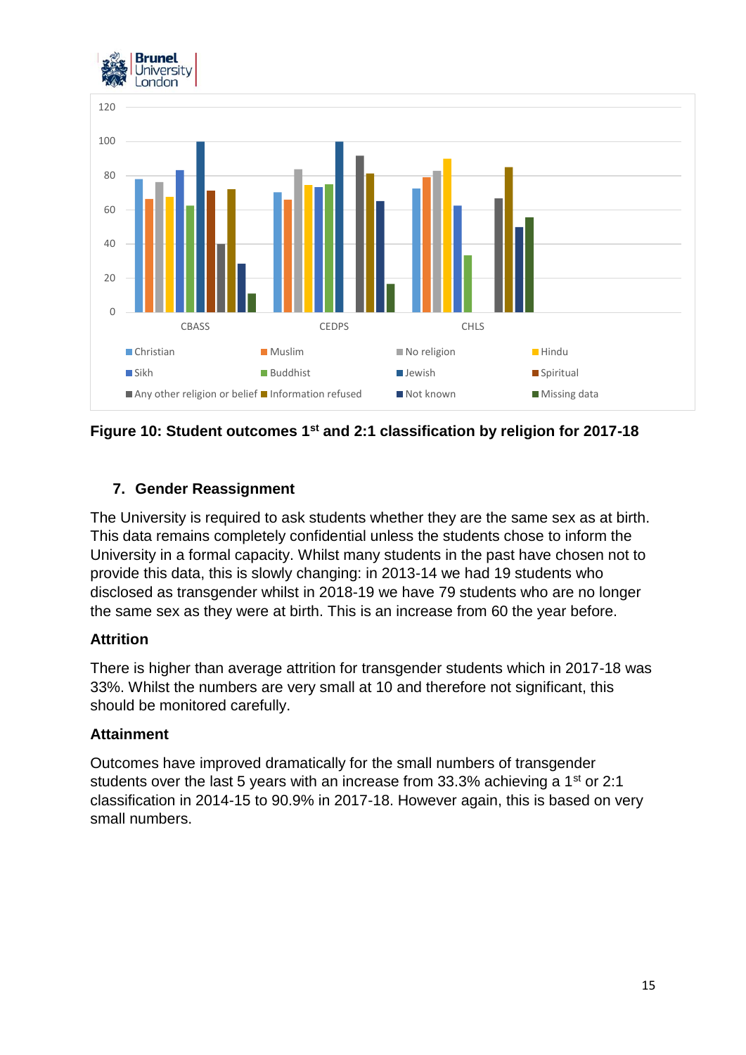**Figure 10: Student outcomes 1st and 2:1 classification by religion for 2017-18**

## 7. Gender Reassignment

The University is required to ask students whether they are the same sex as at birth. This data remains completely confidential unless the students chose to inform the University in a formal capacity. Whilst many students in the past have chosen not to provide this data, this is slowly changing: in 2013-14 we had 19 students who disclosed as transgender whilst in 2018-19 we have 79 students who are no longer the same sex as they were at birth. This is an increase from 60 the year before.

### Attrition

There is higher than average attrition for transgender students which in 2017-18 was 33%. Whilst the numbers are very small at 10 and therefore not significant, this should be monitored carefully.

### Attainment

Outcomes have improved dramatically for the small numbers of transgender students over the last 5 years with an increase from 33.3% achieving a 1st or 2:1 classification in 2014-15 to 90.9% in 2017-18. However again, this is based on very small numbers.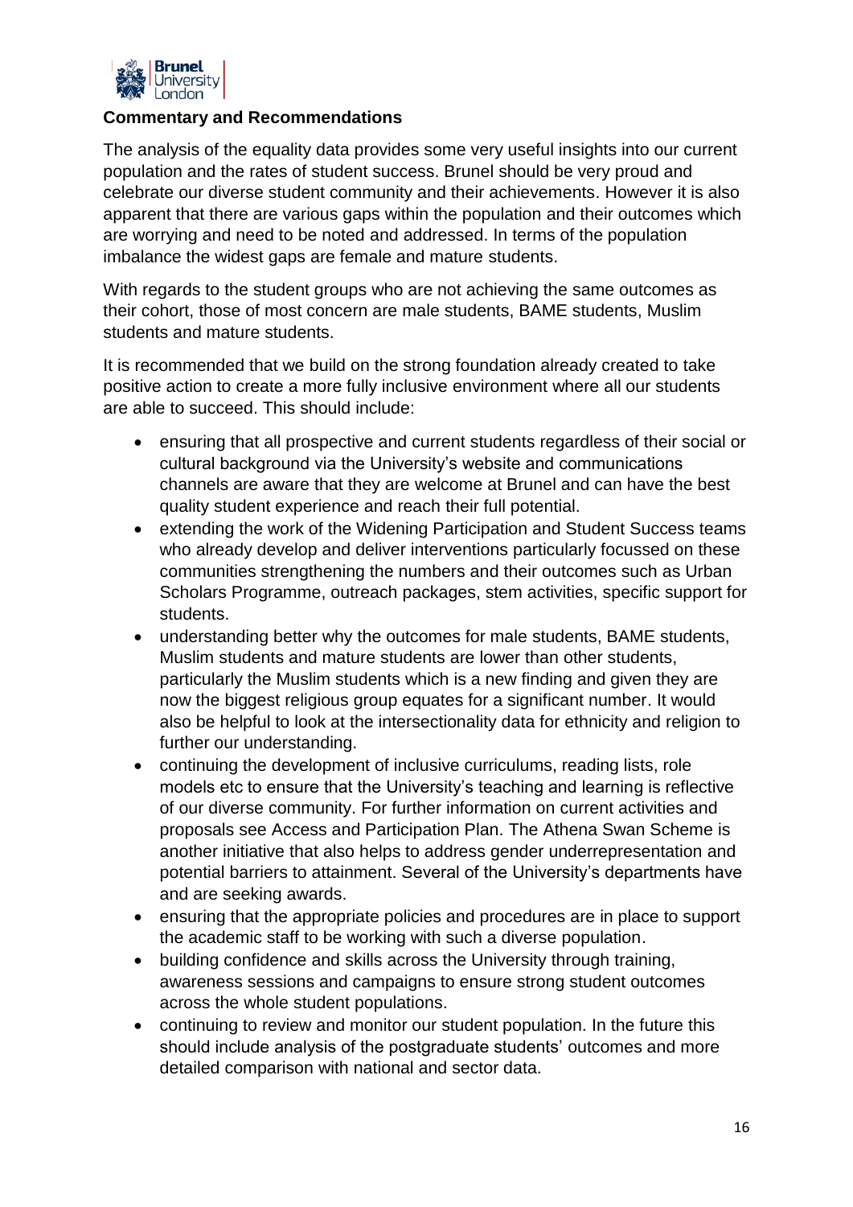**Commentary and Recommendations**

The analysis of the equality data provides some very useful insights into our current population and the rates of student success. Brunel should be very proud and celebrate our diverse student community and their achievements. However it is also apparent that there are various gaps within the population and their outcomes which are worrying and need to be noted and addressed. In terms of the population imbalance the widest gaps are female and mature students.

With regards to the student groups who are not achieving the same outcomes as their cohort, those of most concern are male students, BAME students, Muslim students and mature students.

It is recommended that we build on the strong foundation already created to take positive action to create a more fully inclusive environment where all our students are able to succeed. This should include:

- ensuring that all prospective and current students regardless of their social or cultural background via the University's website and communications channels are aware that they are welcome at Brunel and can have the best quality student experience and reach their full potential.
- extending the work of the Widening Participation and Student Success teams who already develop and deliver interventions particularly focussed on these communities strengthening the numbers and their outcomes such as Urban Scholars Programme, outreach packages, stem activities, specific support for students.
- understanding better why the outcomes for male students, BAME students, Muslim students and mature students are lower than other students, particularly the Muslim students which is a new finding and given they are now the biggest religious group equates for a significant number. It would also be helpful to look at the intersectionality data for ethnicity and religion to further our understanding.
- continuing the development of inclusive curriculums, reading lists, role models etc to ensure that the University's teaching and learning is reflective of our diverse community. For further information on current activities and proposals see Access and Participation Plan. The Athena Swan Scheme is another initiative that also helps to address gender underrepresentation and potential barriers to attainment. Several of the University's departments have and are seeking awards.
- ensuring that the appropriate policies and procedures are in place to support the academic staff to be working with such a diverse population.
- building confidence and skills across the University through training, awareness sessions and campaigns to ensure strong student outcomes across the whole student populations.
- continuing to review and monitor our student population. In the future this should include analysis of the postgraduate students' outcomes and more detailed comparison with national and sector data.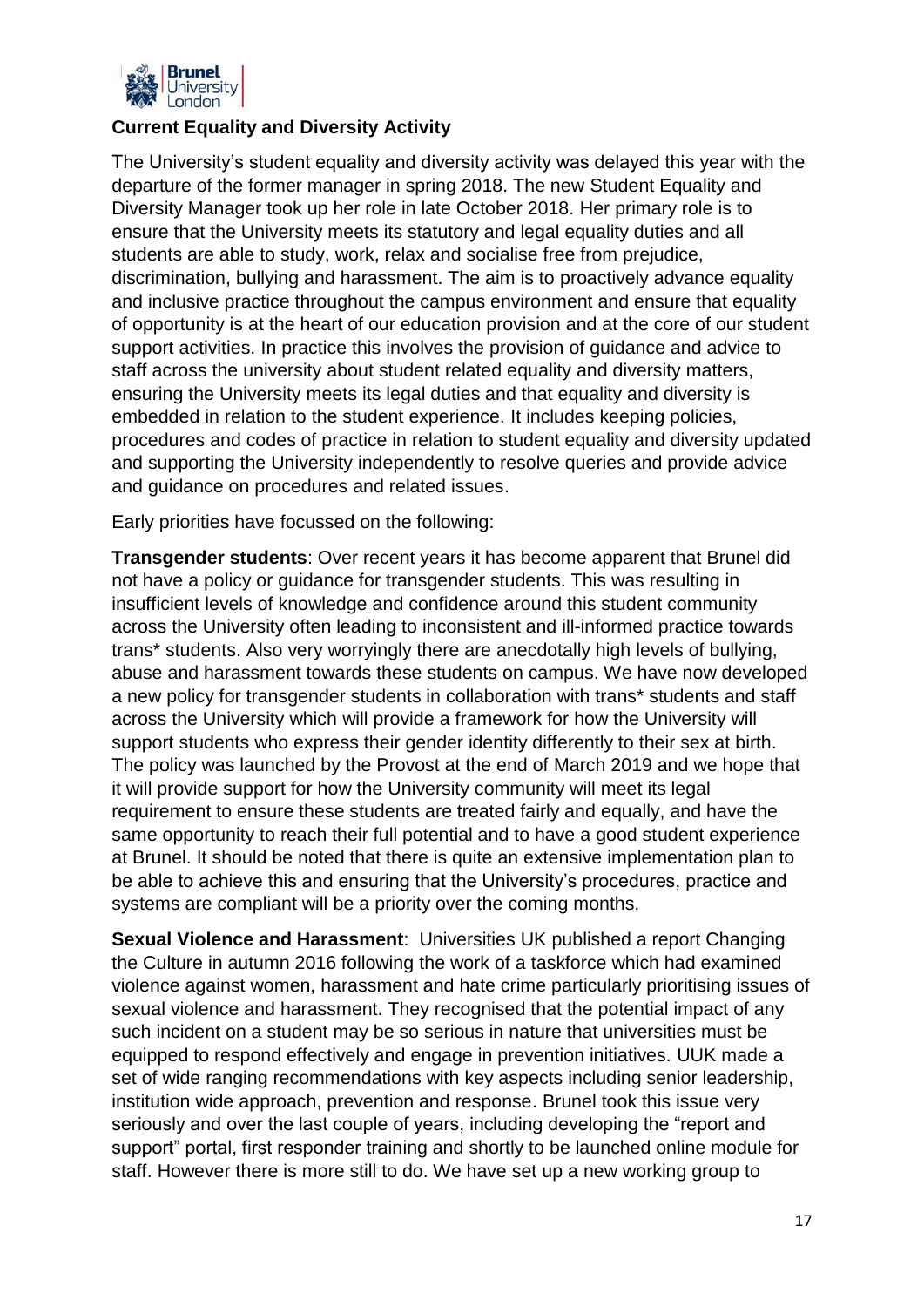**Current Equality and Diversity Activity**

The University's student equality and diversity activity was delayed this year with the departure of the former manager in spring 2018. The new Student Equality and Diversity Manager took up her role in late October 2018. Her primary role is to ensure that the University meets its statutory and legal equality duties and all students are able to study, work, relax and socialise free from prejudice, discrimination, bullying and harassment. The aim is to proactively advance equality and inclusive practice throughout the campus environment and ensure that equality of opportunity is at the heart of our education provision and at the core of our student support activities. In practice this involves the provision of guidance and advice to staff across the university about student related equality and diversity matters, ensuring the University meets its legal duties and that equality and diversity is embedded in relation to the student experience. It includes keeping policies, procedures and codes of practice in relation to student equality and diversity updated and supporting the University independently to resolve queries and provide advice and guidance on procedures and related issues.

Early priorities have focussed on the following:

**Transgender students**: Over recent years it has become apparent that Brunel did not have a policy or guidance for transgender students. This was resulting in insufficient levels of knowledge and confidence around this student community across the University often leading to inconsistent and ill-informed practice towards trans* students. Also very worryingly there are anecdotally high levels of bullying, abuse and harassment towards these students on campus. We have now developed a new policy for transgender students in collaboration with trans* students and staff across the University which will provide a framework for how the University will support students who express their gender identity differently to their sex at birth. The policy was launched by the Provost at the end of March 2019 and we hope that it will provide support for how the University community will meet its legal requirement to ensure these students are treated fairly and equally, and have the same opportunity to reach their full potential and to have a good student experience at Brunel. It should be noted that there is quite an extensive implementation plan to be able to achieve this and ensuring that the University's procedures, practice and systems are compliant will be a priority over the coming months.

**Sexual Violence and Harassment**: Universities UK published a report Changing the Culture in autumn 2016 following the work of a taskforce which had examined violence against women, harassment and hate crime particularly prioritising issues of sexual violence and harassment. They recognised that the potential impact of any such incident on a student may be so serious in nature that universities must be equipped to respond effectively and engage in prevention initiatives. UUK made a set of wide ranging recommendations with key aspects including senior leadership, institution wide approach, prevention and response. Brunel took this issue very seriously and over the last couple of years, including developing the "report and support" portal, first responder training and shortly to be launched online module for staff. However there is more still to do. We have set up a new working group to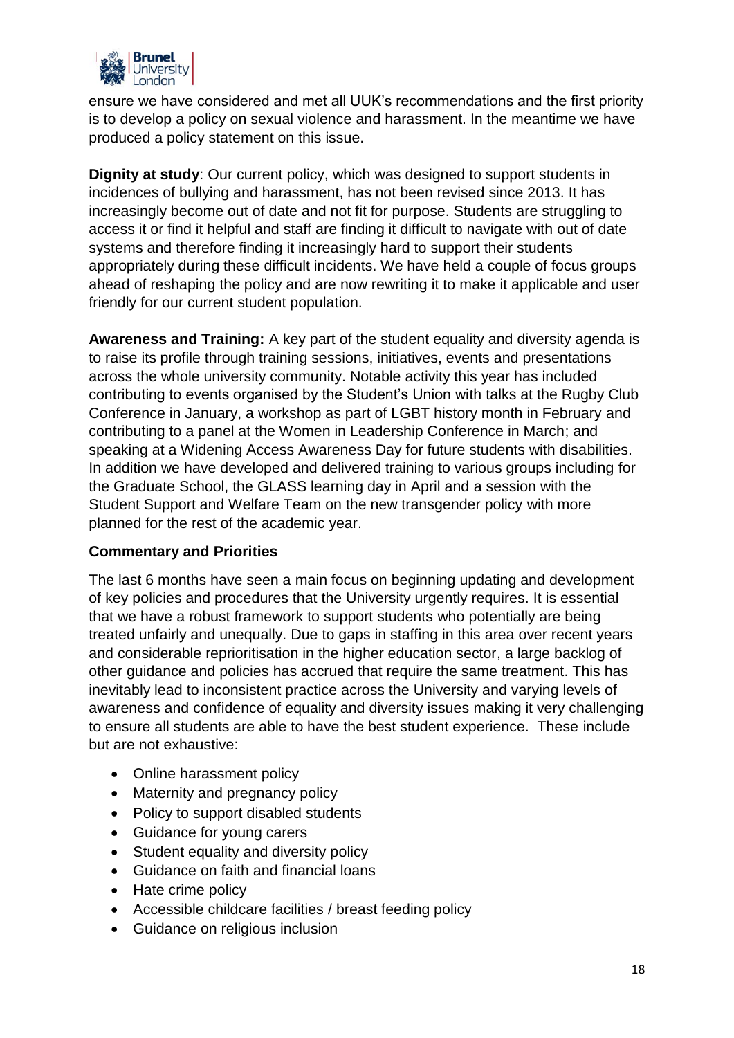ensure we have considered and met all UUK's recommendations and the first priority is to develop a policy on sexual violence and harassment. In the meantime we have produced a policy statement on this issue.

**Dignity at study**: Our current policy, which was designed to support students in incidences of bullying and harassment, has not been revised since 2013. It has increasingly become out of date and not fit for purpose. Students are struggling to access it or find it helpful and staff are finding it difficult to navigate with out of date systems and therefore finding it increasingly hard to support their students appropriately during these difficult incidents. We have held a couple of focus groups ahead of reshaping the policy and are now rewriting it to make it applicable and user friendly for our current student population.

**Awareness and Training:** A key part of the student equality and diversity agenda is to raise its profile through training sessions, initiatives, events and presentations across the whole university community. Notable activity this year has included contributing to events organised by the Student's Union with talks at the Rugby Club Conference in January, a workshop as part of LGBT history month in February and contributing to a panel at the Women in Leadership Conference in March; and speaking at a Widening Access Awareness Day for future students with disabilities. In addition we have developed and delivered training to various groups including for the Graduate School, the GLASS learning day in April and a session with the Student Support and Welfare Team on the new transgender policy with more planned for the rest of the academic year.

**Commentary and Priorities**

The last 6 months have seen a main focus on beginning updating and development of key policies and procedures that the University urgently requires. It is essential that we have a robust framework to support students who potentially are being treated unfairly and unequally. Due to gaps in staffing in this area over recent years and considerable reprioritisation in the higher education sector, a large backlog of other guidance and policies has accrued that require the same treatment. This has inevitably lead to inconsistent practice across the University and varying levels of awareness and confidence of equality and diversity issues making it very challenging to ensure all students are able to have the best student experience. These include but are not exhaustive:

- Online harassment policy
- Maternity and pregnancy policy
- Policy to support disabled students
- Guidance for young carers
- Student equality and diversity policy
- Guidance on faith and financial loans
- Hate crime policy
- Accessible childcare facilities / breast feeding policy
- Guidance on religious inclusion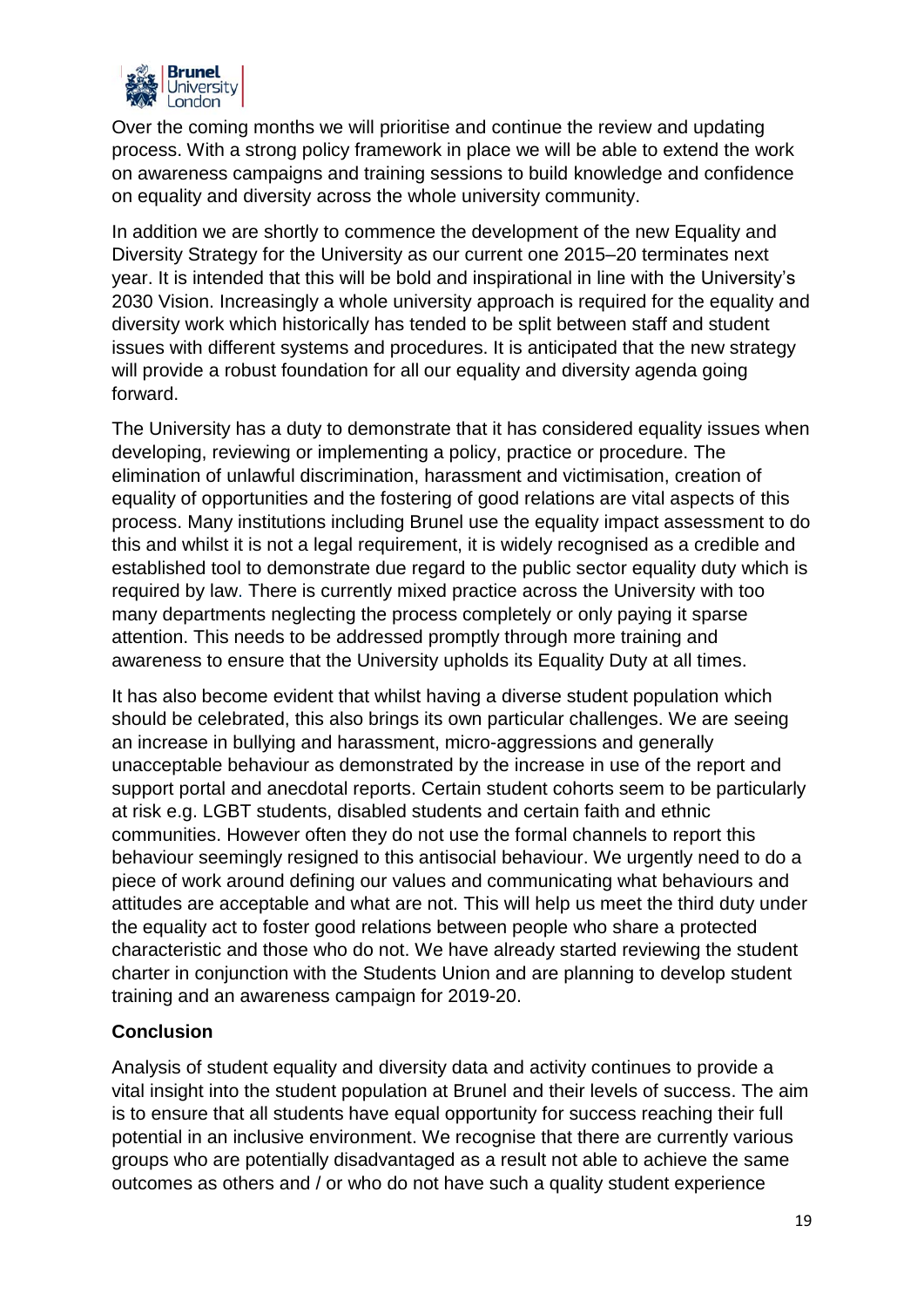Over the coming months we will prioritise and continue the review and updating process. With a strong policy framework in place we will be able to extend the work on awareness campaigns and training sessions to build knowledge and confidence on equality and diversity across the whole university community.

In addition we are shortly to commence the development of the new Equality and Diversity Strategy for the University as our current one 2015–20 terminates next year. It is intended that this will be bold and inspirational in line with the University's 2030 Vision. Increasingly a whole university approach is required for the equality and diversity work which historically has tended to be split between staff and student issues with different systems and procedures. It is anticipated that the new strategy will provide a robust foundation for all our equality and diversity agenda going forward.

The University has a duty to demonstrate that it has considered equality issues when developing, reviewing or implementing a policy, practice or procedure. The elimination of unlawful discrimination, harassment and victimisation, creation of equality of opportunities and the fostering of good relations are vital aspects of this process. Many institutions including Brunel use the equality impact assessment to do this and whilst it is not a legal requirement, it is widely recognised as a credible and established tool to demonstrate due regard to the public sector equality duty which is required by law. There is currently mixed practice across the University with too many departments neglecting the process completely or only paying it sparse attention. This needs to be addressed promptly through more training and awareness to ensure that the University upholds its Equality Duty at all times.

It has also become evident that whilst having a diverse student population which should be celebrated, this also brings its own particular challenges. We are seeing an increase in bullying and harassment, micro-aggressions and generally unacceptable behaviour as demonstrated by the increase in use of the report and support portal and anecdotal reports. Certain student cohorts seem to be particularly at risk e.g. LGBT students, disabled students and certain faith and ethnic communities. However often they do not use the formal channels to report this behaviour seemingly resigned to this antisocial behaviour. We urgently need to do a piece of work around defining our values and communicating what behaviours and attitudes are acceptable and what are not. This will help us meet the third duty under the equality act to foster good relations between people who share a protected characteristic and those who do not. We have already started reviewing the student charter in conjunction with the Students Union and are planning to develop student training and an awareness campaign for 2019-20.

**Conclusion**

Analysis of student equality and diversity data and activity continues to provide a vital insight into the student population at Brunel and their levels of success. The aim is to ensure that all students have equal opportunity for success reaching their full potential in an inclusive environment. We recognise that there are currently various groups who are potentially disadvantaged as a result not able to achieve the same outcomes as others and / or who do not have such a quality student experience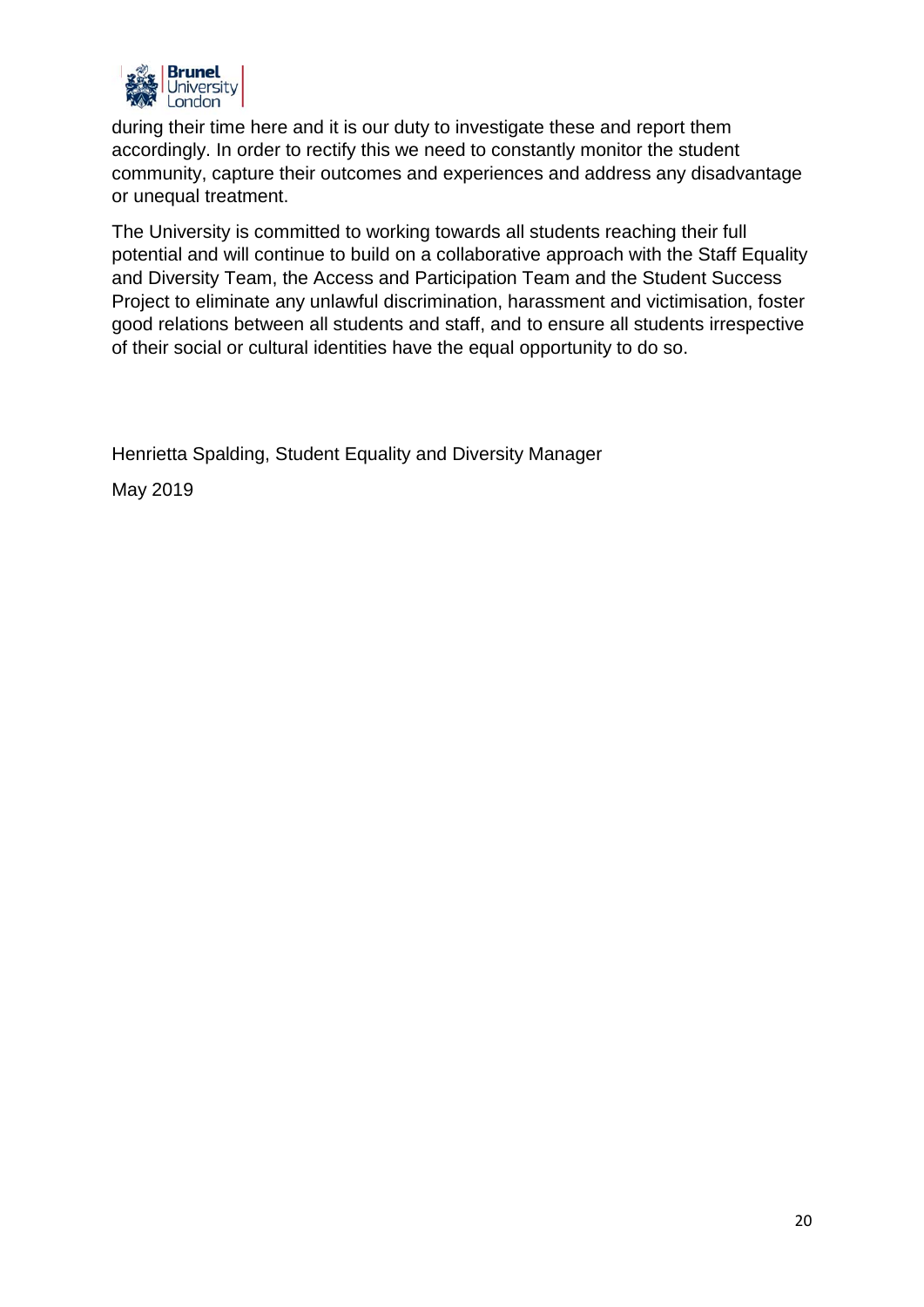during their time here and it is our duty to investigate these and report them accordingly. In order to rectify this we need to constantly monitor the student community, capture their outcomes and experiences and address any disadvantage or unequal treatment.

The University is committed to working towards all students reaching their full potential and will continue to build on a collaborative approach with the Staff Equality and Diversity Team, the Access and Participation Team and the Student Success Project to eliminate any unlawful discrimination, harassment and victimisation, foster good relations between all students and staff, and to ensure all students irrespective of their social or cultural identities have the equal opportunity to do so.

Henrietta Spalding, Student Equality and Diversity Manager

May 2019